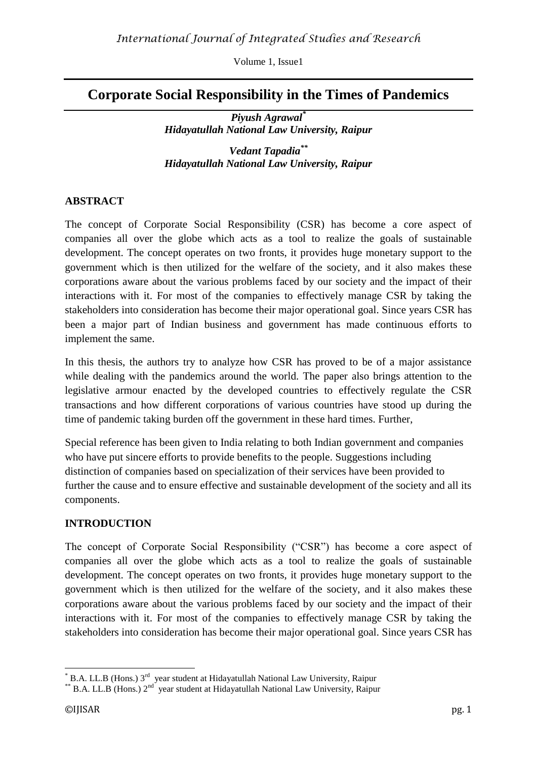# Corporate Social Responsibility in the Times of Pandemics

***Piyush Agrawal*** [*]
***Hidayatullah National Law University, Raipur***

***Vedant Tapadia*** [**]
***Hidayatullah National Law University, Raipur***

## ABSTRACT

The concept of Corporate Social Responsibility (CSR) has become a core aspect of companies all over the globe which acts as a tool to realize the goals of sustainable development. The concept operates on two fronts, it provides huge monetary support to the government which is then utilized for the welfare of the society, and it also makes these corporations aware about the various problems faced by our society and the impact of their interactions with it. For most of the companies to effectively manage CSR by taking the stakeholders into consideration has become their major operational goal. Since years CSR has been a major part of Indian business and government has made continuous efforts to implement the same.

In this thesis, the authors try to analyze how CSR has proved to be of a major assistance while dealing with the pandemics around the world. The paper also brings attention to the legislative armour enacted by the developed countries to effectively regulate the CSR transactions and how different corporations of various countries have stood up during the time of pandemic taking burden off the government in these hard times. Further,

Special reference has been given to India relating to both Indian government and companies who have put sincere efforts to provide benefits to the people. Suggestions including distinction of companies based on specialization of their services have been provided to further the cause and to ensure effective and sustainable development of the society and all its components.

## INTRODUCTION

The concept of Corporate Social Responsibility ("CSR") has become a core aspect of companies all over the globe which acts as a tool to realize the goals of sustainable development. The concept operates on two fronts, it provides huge monetary support to the government which is then utilized for the welfare of the society, and it also makes these corporations aware about the various problems faced by our society and the impact of their interactions with it. For most of the companies to effectively manage CSR by taking the stakeholders into consideration has become their major operational goal. Since years CSR has

---

[*] B.A. LL.B (Hons.) 3rd year student at Hidayatullah National Law University, Raipur

[**] B.A. LL.B (Hons.) 2nd year student at Hidayatullah National Law University, Raipur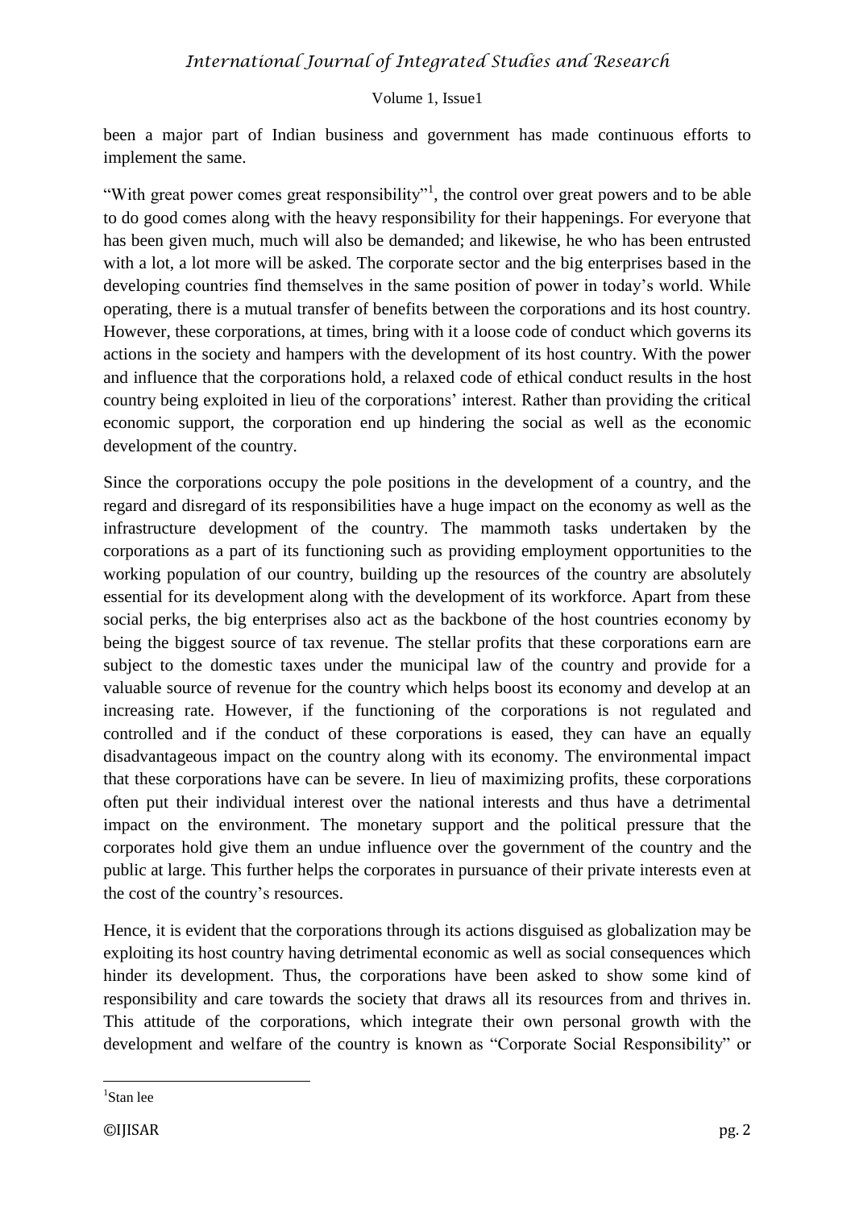been a major part of Indian business and government has made continuous efforts to implement the same.

"With great power comes great responsibility"[1], the control over great powers and to be able to do good comes along with the heavy responsibility for their happenings. For everyone that has been given much, much will also be demanded; and likewise, he who has been entrusted with a lot, a lot more will be asked. The corporate sector and the big enterprises based in the developing countries find themselves in the same position of power in today's world. While operating, there is a mutual transfer of benefits between the corporations and its host country. However, these corporations, at times, bring with it a loose code of conduct which governs its actions in the society and hampers with the development of its host country. With the power and influence that the corporations hold, a relaxed code of ethical conduct results in the host country being exploited in lieu of the corporations' interest. Rather than providing the critical economic support, the corporation end up hindering the social as well as the economic development of the country.

Since the corporations occupy the pole positions in the development of a country, and the regard and disregard of its responsibilities have a huge impact on the economy as well as the infrastructure development of the country. The mammoth tasks undertaken by the corporations as a part of its functioning such as providing employment opportunities to the working population of our country, building up the resources of the country are absolutely essential for its development along with the development of its workforce. Apart from these social perks, the big enterprises also act as the backbone of the host countries economy by being the biggest source of tax revenue. The stellar profits that these corporations earn are subject to the domestic taxes under the municipal law of the country and provide for a valuable source of revenue for the country which helps boost its economy and develop at an increasing rate. However, if the functioning of the corporations is not regulated and controlled and if the conduct of these corporations is eased, they can have an equally disadvantageous impact on the country along with its economy. The environmental impact that these corporations have can be severe. In lieu of maximizing profits, these corporations often put their individual interest over the national interests and thus have a detrimental impact on the environment. The monetary support and the political pressure that the corporates hold give them an undue influence over the government of the country and the public at large. This further helps the corporates in pursuance of their private interests even at the cost of the country's resources.

Hence, it is evident that the corporations through its actions disguised as globalization may be exploiting its host country having detrimental economic as well as social consequences which hinder its development. Thus, the corporations have been asked to show some kind of responsibility and care towards the society that draws all its resources from and thrives in. This attitude of the corporations, which integrate their own personal growth with the development and welfare of the country is known as "Corporate Social Responsibility" or

---

[1] Stan lee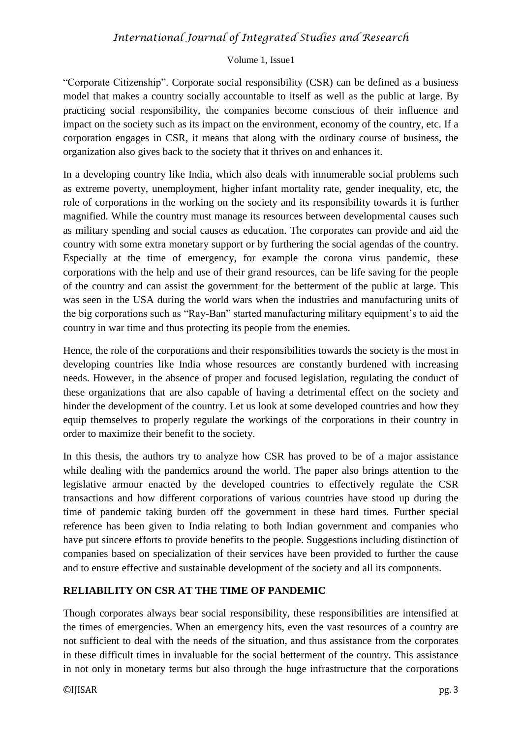"Corporate Citizenship". Corporate social responsibility (CSR) can be defined as a business model that makes a country socially accountable to itself as well as the public at large. By practicing social responsibility, the companies become conscious of their influence and impact on the society such as its impact on the environment, economy of the country, etc. If a corporation engages in CSR, it means that along with the ordinary course of business, the organization also gives back to the society that it thrives on and enhances it.

In a developing country like India, which also deals with innumerable social problems such as extreme poverty, unemployment, higher infant mortality rate, gender inequality, etc, the role of corporations in the working on the society and its responsibility towards it is further magnified. While the country must manage its resources between developmental causes such as military spending and social causes as education. The corporates can provide and aid the country with some extra monetary support or by furthering the social agendas of the country. Especially at the time of emergency, for example the corona virus pandemic, these corporations with the help and use of their grand resources, can be life saving for the people of the country and can assist the government for the betterment of the public at large. This was seen in the USA during the world wars when the industries and manufacturing units of the big corporations such as "Ray-Ban" started manufacturing military equipment's to aid the country in war time and thus protecting its people from the enemies.

Hence, the role of the corporations and their responsibilities towards the society is the most in developing countries like India whose resources are constantly burdened with increasing needs. However, in the absence of proper and focused legislation, regulating the conduct of these organizations that are also capable of having a detrimental effect on the society and hinder the development of the country. Let us look at some developed countries and how they equip themselves to properly regulate the workings of the corporations in their country in order to maximize their benefit to the society.

In this thesis, the authors try to analyze how CSR has proved to be of a major assistance while dealing with the pandemics around the world. The paper also brings attention to the legislative armour enacted by the developed countries to effectively regulate the CSR transactions and how different corporations of various countries have stood up during the time of pandemic taking burden off the government in these hard times. Further special reference has been given to India relating to both Indian government and companies who have put sincere efforts to provide benefits to the people. Suggestions including distinction of companies based on specialization of their services have been provided to further the cause and to ensure effective and sustainable development of the society and all its components.

## RELIABILITY ON CSR AT THE TIME OF PANDEMIC

Though corporates always bear social responsibility, these responsibilities are intensified at the times of emergencies. When an emergency hits, even the vast resources of a country are not sufficient to deal with the needs of the situation, and thus assistance from the corporates in these difficult times in invaluable for the social betterment of the country. This assistance in not only in monetary terms but also through the huge infrastructure that the corporations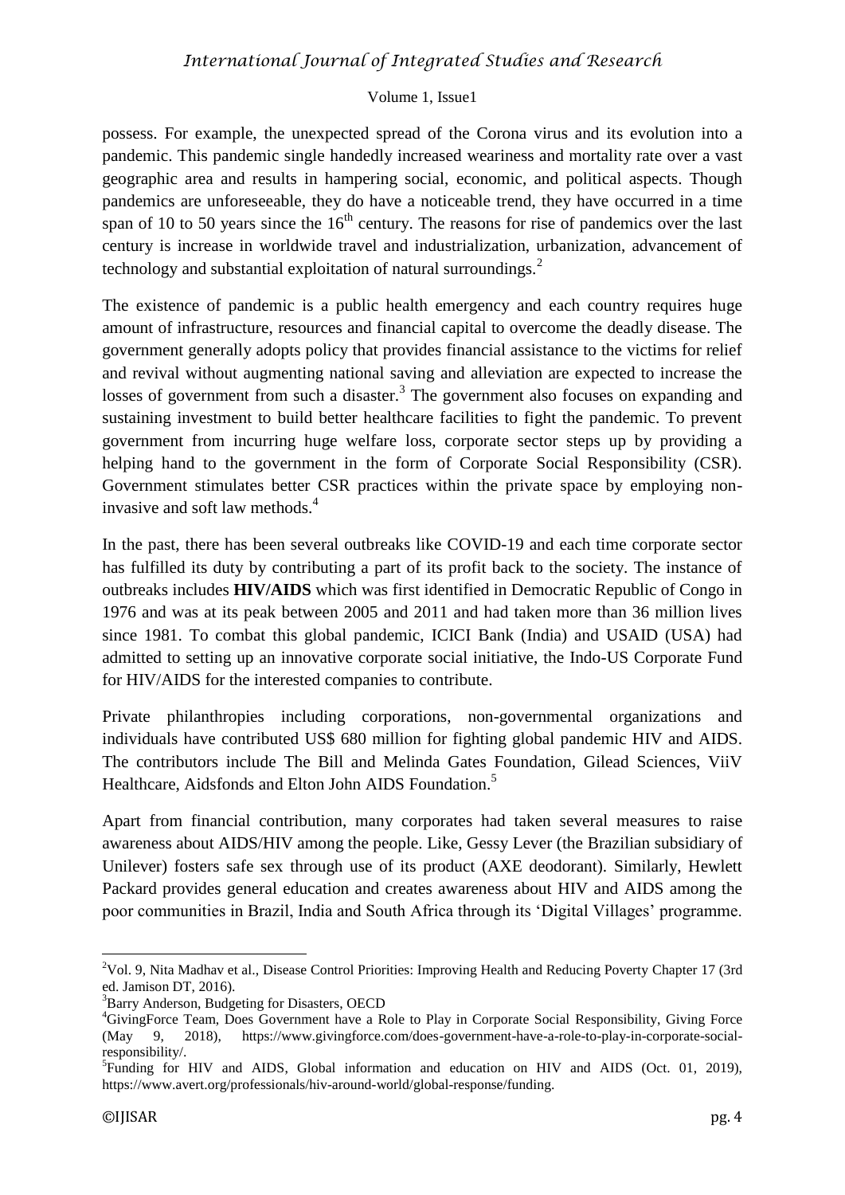possess. For example, the unexpected spread of the Corona virus and its evolution into a pandemic. This pandemic single handedly increased weariness and mortality rate over a vast geographic area and results in hampering social, economic, and political aspects. Though pandemics are unforeseeable, they do have a noticeable trend, they have occurred in a time span of 10 to 50 years since the 16th century. The reasons for rise of pandemics over the last century is increase in worldwide travel and industrialization, urbanization, advancement of technology and substantial exploitation of natural surroundings.[2]

The existence of pandemic is a public health emergency and each country requires huge amount of infrastructure, resources and financial capital to overcome the deadly disease. The government generally adopts policy that provides financial assistance to the victims for relief and revival without augmenting national saving and alleviation are expected to increase the losses of government from such a disaster.[3] The government also focuses on expanding and sustaining investment to build better healthcare facilities to fight the pandemic. To prevent government from incurring huge welfare loss, corporate sector steps up by providing a helping hand to the government in the form of Corporate Social Responsibility (CSR). Government stimulates better CSR practices within the private space by employing non-invasive and soft law methods.[4]

In the past, there has been several outbreaks like COVID-19 and each time corporate sector has fulfilled its duty by contributing a part of its profit back to the society. The instance of outbreaks includes **HIV/AIDS** which was first identified in Democratic Republic of Congo in 1976 and was at its peak between 2005 and 2011 and had taken more than 36 million lives since 1981. To combat this global pandemic, ICICI Bank (India) and USAID (USA) had admitted to setting up an innovative corporate social initiative, the Indo-US Corporate Fund for HIV/AIDS for the interested companies to contribute.

Private philanthropies including corporations, non-governmental organizations and individuals have contributed US$ 680 million for fighting global pandemic HIV and AIDS. The contributors include The Bill and Melinda Gates Foundation, Gilead Sciences, ViiV Healthcare, Aidsfonds and Elton John AIDS Foundation.[5]

Apart from financial contribution, many corporates had taken several measures to raise awareness about AIDS/HIV among the people. Like, Gessy Lever (the Brazilian subsidiary of Unilever) fosters safe sex through use of its product (AXE deodorant). Similarly, Hewlett Packard provides general education and creates awareness about HIV and AIDS among the poor communities in Brazil, India and South Africa through its 'Digital Villages' programme.

---

[2] Vol. 9, Nita Madhav et al., Disease Control Priorities: Improving Health and Reducing Poverty Chapter 17 (3rd ed. Jamison DT, 2016).

[3] Barry Anderson, Budgeting for Disasters, OECD

[4] GivingForce Team, Does Government have a Role to Play in Corporate Social Responsibility, Giving Force (May 9, 2018), https://www.givingforce.com/does-government-have-a-role-to-play-in-corporate-social-responsibility/.

[5] Funding for HIV and AIDS, Global information and education on HIV and AIDS (Oct. 01, 2019), https://www.avert.org/professionals/hiv-around-world/global-response/funding.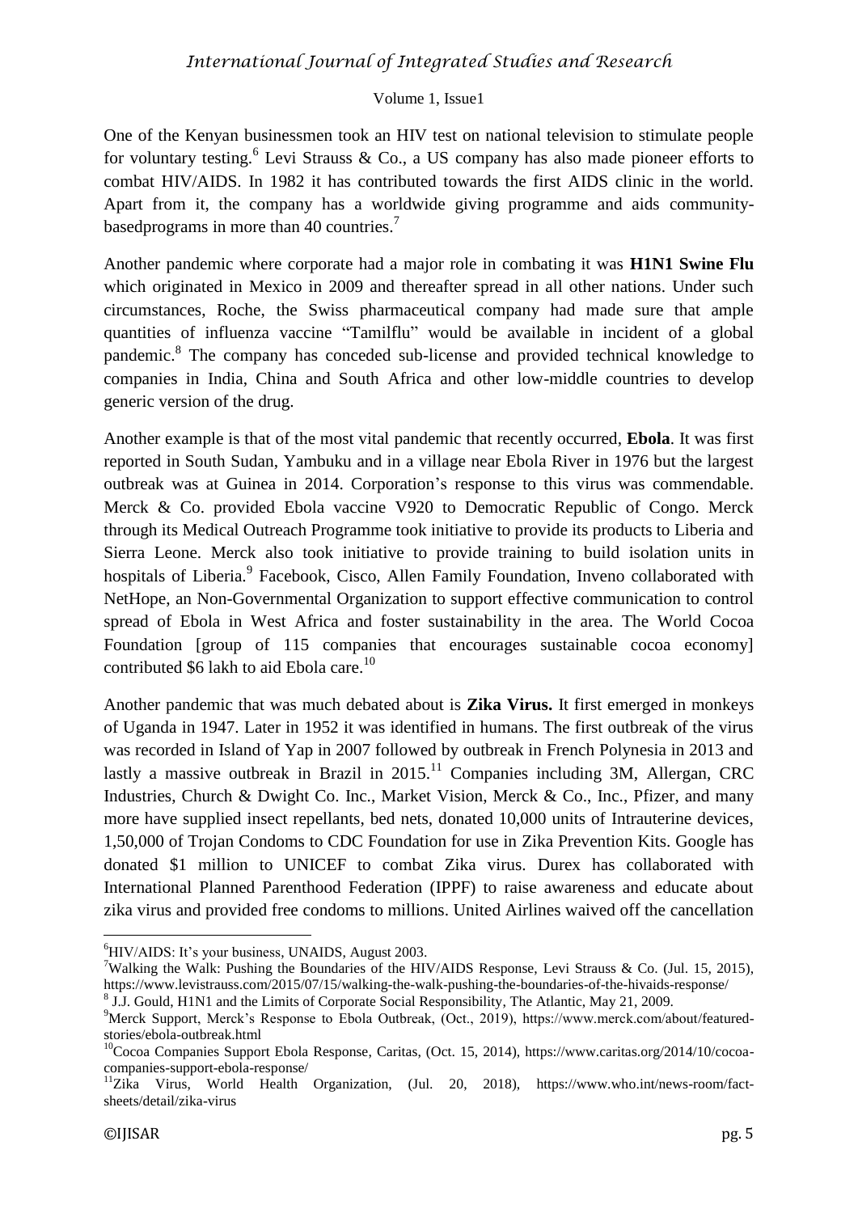One of the Kenyan businessmen took an HIV test on national television to stimulate people for voluntary testing.[6] Levi Strauss & Co., a US company has also made pioneer efforts to combat HIV/AIDS. In 1982 it has contributed towards the first AIDS clinic in the world. Apart from it, the company has a worldwide giving programme and aids community-basedprograms in more than 40 countries.[7]

Another pandemic where corporate had a major role in combating it was **H1N1 Swine Flu** which originated in Mexico in 2009 and thereafter spread in all other nations. Under such circumstances, Roche, the Swiss pharmaceutical company had made sure that ample quantities of influenza vaccine "Tamilflu" would be available in incident of a global pandemic.[8] The company has conceded sub-license and provided technical knowledge to companies in India, China and South Africa and other low-middle countries to develop generic version of the drug.

Another example is that of the most vital pandemic that recently occurred, **Ebola**. It was first reported in South Sudan, Yambuku and in a village near Ebola River in 1976 but the largest outbreak was at Guinea in 2014. Corporation's response to this virus was commendable. Merck & Co. provided Ebola vaccine V920 to Democratic Republic of Congo. Merck through its Medical Outreach Programme took initiative to provide its products to Liberia and Sierra Leone. Merck also took initiative to provide training to build isolation units in hospitals of Liberia.[9] Facebook, Cisco, Allen Family Foundation, Inveno collaborated with NetHope, an Non-Governmental Organization to support effective communication to control spread of Ebola in West Africa and foster sustainability in the area. The World Cocoa Foundation [group of 115 companies that encourages sustainable cocoa economy] contributed $6 lakh to aid Ebola care.[10]

Another pandemic that was much debated about is **Zika Virus.** It first emerged in monkeys of Uganda in 1947. Later in 1952 it was identified in humans. The first outbreak of the virus was recorded in Island of Yap in 2007 followed by outbreak in French Polynesia in 2013 and lastly a massive outbreak in Brazil in 2015.[11] Companies including 3M, Allergan, CRC Industries, Church & Dwight Co. Inc., Market Vision, Merck & Co., Inc., Pfizer, and many more have supplied insect repellants, bed nets, donated 10,000 units of Intrauterine devices, 1,50,000 of Trojan Condoms to CDC Foundation for use in Zika Prevention Kits. Google has donated $1 million to UNICEF to combat Zika virus. Durex has collaborated with International Planned Parenthood Federation (IPPF) to raise awareness and educate about zika virus and provided free condoms to millions. United Airlines waived off the cancellation

---

[6] HIV/AIDS: It's your business, UNAIDS, August 2003.

[7] Walking the Walk: Pushing the Boundaries of the HIV/AIDS Response, Levi Strauss & Co. (Jul. 15, 2015), https://www.levistrauss.com/2015/07/15/walking-the-walk-pushing-the-boundaries-of-the-hivaids-response/

[8] J.J. Gould, H1N1 and the Limits of Corporate Social Responsibility, The Atlantic, May 21, 2009.

[9] Merck Support, Merck's Response to Ebola Outbreak, (Oct., 2019), https://www.merck.com/about/featured-stories/ebola-outbreak.html

[10] Cocoa Companies Support Ebola Response, Caritas, (Oct. 15, 2014), https://www.caritas.org/2014/10/cocoa-companies-support-ebola-response/

[11] Zika Virus, World Health Organization, (Jul. 20, 2018), https://www.who.int/news-room/fact-sheets/detail/zika-virus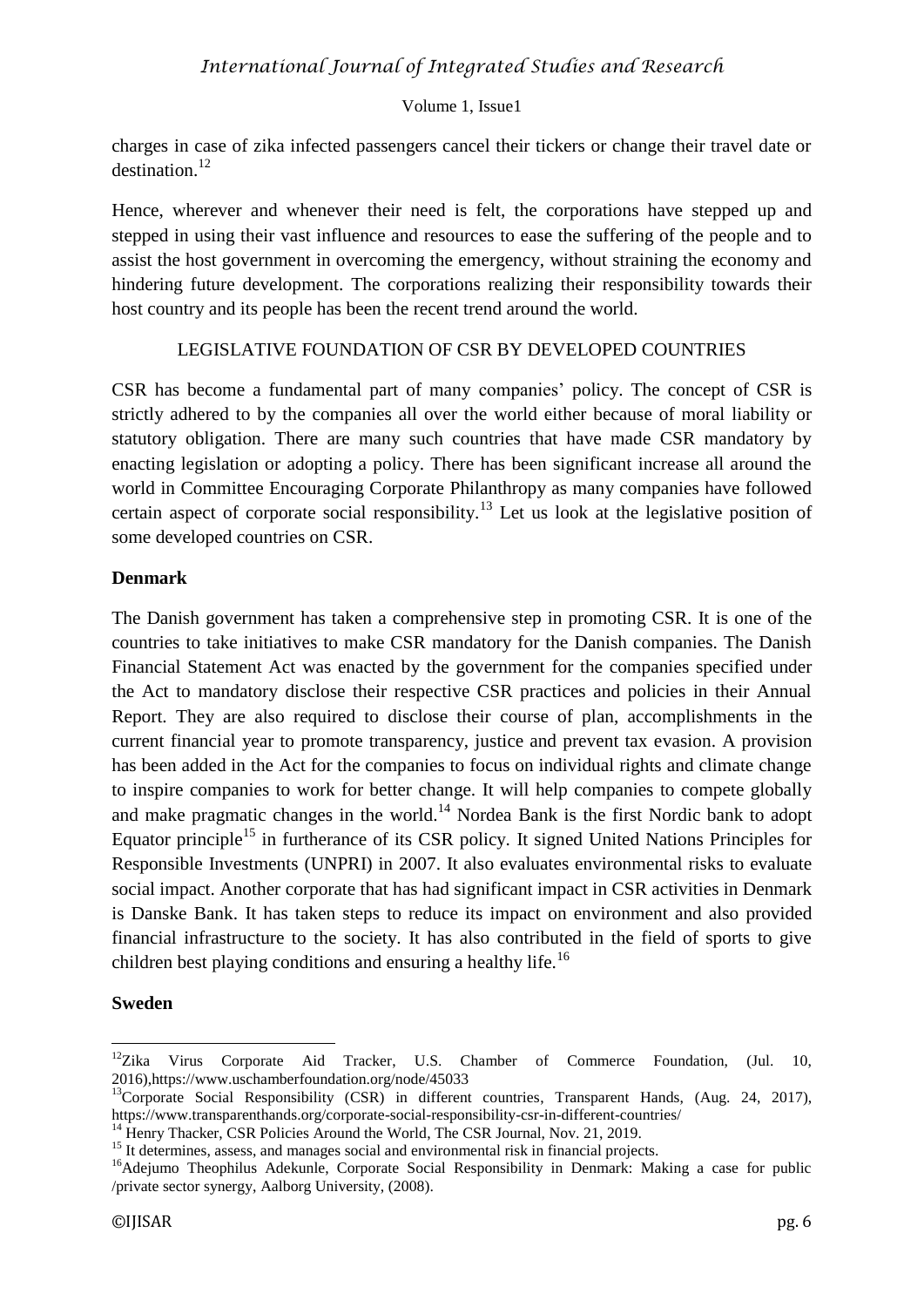charges in case of zika infected passengers cancel their tickers or change their travel date or destination.[12]

Hence, wherever and whenever their need is felt, the corporations have stepped up and stepped in using their vast influence and resources to ease the suffering of the people and to assist the host government in overcoming the emergency, without straining the economy and hindering future development. The corporations realizing their responsibility towards their host country and its people has been the recent trend around the world.

## LEGISLATIVE FOUNDATION OF CSR BY DEVELOPED COUNTRIES

CSR has become a fundamental part of many companies' policy. The concept of CSR is strictly adhered to by the companies all over the world either because of moral liability or statutory obligation. There are many such countries that have made CSR mandatory by enacting legislation or adopting a policy. There has been significant increase all around the world in Committee Encouraging Corporate Philanthropy as many companies have followed certain aspect of corporate social responsibility.[13] Let us look at the legislative position of some developed countries on CSR.

### Denmark

The Danish government has taken a comprehensive step in promoting CSR. It is one of the countries to take initiatives to make CSR mandatory for the Danish companies. The Danish Financial Statement Act was enacted by the government for the companies specified under the Act to mandatory disclose their respective CSR practices and policies in their Annual Report. They are also required to disclose their course of plan, accomplishments in the current financial year to promote transparency, justice and prevent tax evasion. A provision has been added in the Act for the companies to focus on individual rights and climate change to inspire companies to work for better change. It will help companies to compete globally and make pragmatic changes in the world.[14] Nordea Bank is the first Nordic bank to adopt Equator principle[15] in furtherance of its CSR policy. It signed United Nations Principles for Responsible Investments (UNPRI) in 2007. It also evaluates environmental risks to evaluate social impact. Another corporate that has had significant impact in CSR activities in Denmark is Danske Bank. It has taken steps to reduce its impact on environment and also provided financial infrastructure to the society. It has also contributed in the field of sports to give children best playing conditions and ensuring a healthy life.[16]

### Sweden

---

[12] Zika Virus Corporate Aid Tracker, U.S. Chamber of Commerce Foundation, (Jul. 10, 2016),https://www.uschamberfoundation.org/node/45033

[13] Corporate Social Responsibility (CSR) in different countries, Transparent Hands, (Aug. 24, 2017), https://www.transparenthands.org/corporate-social-responsibility-csr-in-different-countries/

[14] Henry Thacker, CSR Policies Around the World, The CSR Journal, Nov. 21, 2019.

[15] It determines, assess, and manages social and environmental risk in financial projects.

[16] Adejumo Theophilus Adekunle, Corporate Social Responsibility in Denmark: Making a case for public /private sector synergy, Aalborg University, (2008).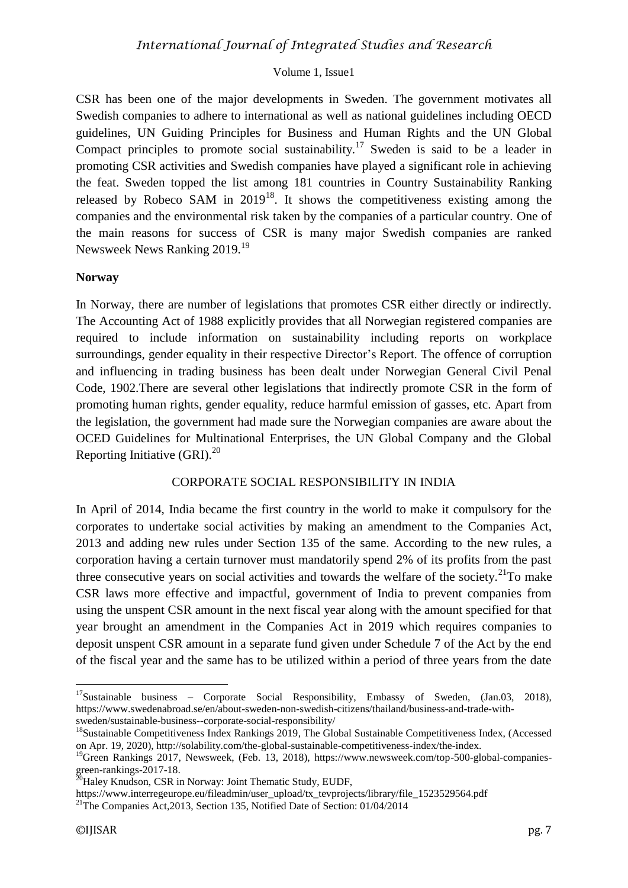CSR has been one of the major developments in Sweden. The government motivates all Swedish companies to adhere to international as well as national guidelines including OECD guidelines, UN Guiding Principles for Business and Human Rights and the UN Global Compact principles to promote social sustainability.[17] Sweden is said to be a leader in promoting CSR activities and Swedish companies have played a significant role in achieving the feat. Sweden topped the list among 181 countries in Country Sustainability Ranking released by Robeco SAM in 2019[18]. It shows the competitiveness existing among the companies and the environmental risk taken by the companies of a particular country. One of the main reasons for success of CSR is many major Swedish companies are ranked Newsweek News Ranking 2019.[19]

**Norway**

In Norway, there are number of legislations that promotes CSR either directly or indirectly. The Accounting Act of 1988 explicitly provides that all Norwegian registered companies are required to include information on sustainability including reports on workplace surroundings, gender equality in their respective Director's Report. The offence of corruption and influencing in trading business has been dealt under Norwegian General Civil Penal Code, 1902.There are several other legislations that indirectly promote CSR in the form of promoting human rights, gender equality, reduce harmful emission of gasses, etc. Apart from the legislation, the government had made sure the Norwegian companies are aware about the OCED Guidelines for Multinational Enterprises, the UN Global Company and the Global Reporting Initiative (GRI).[20]

## CORPORATE SOCIAL RESPONSIBILITY IN INDIA

In April of 2014, India became the first country in the world to make it compulsory for the corporates to undertake social activities by making an amendment to the Companies Act, 2013 and adding new rules under Section 135 of the same. According to the new rules, a corporation having a certain turnover must mandatorily spend 2% of its profits from the past three consecutive years on social activities and towards the welfare of the society.[21]To make CSR laws more effective and impactful, government of India to prevent companies from using the unspent CSR amount in the next fiscal year along with the amount specified for that year brought an amendment in the Companies Act in 2019 which requires companies to deposit unspent CSR amount in a separate fund given under Schedule 7 of the Act by the end of the fiscal year and the same has to be utilized within a period of three years from the date

---

[17]Sustainable business – Corporate Social Responsibility, Embassy of Sweden, (Jan.03, 2018), https://www.swedenabroad.se/en/about-sweden-non-swedish-citizens/thailand/business-and-trade-with-sweden/sustainable-business--corporate-social-responsibility/

[18]Sustainable Competitiveness Index Rankings 2019, The Global Sustainable Competitiveness Index, (Accessed on Apr. 19, 2020), http://solability.com/the-global-sustainable-competitiveness-index/the-index.

[19]Green Rankings 2017, Newsweek, (Feb. 13, 2018), https://www.newsweek.com/top-500-global-companies-green-rankings-2017-18.

[20]Haley Knudson, CSR in Norway: Joint Thematic Study, EUDF, https://www.interregeurope.eu/fileadmin/user_upload/tx_tevprojects/library/file_1523529564.pdf

[21]The Companies Act,2013, Section 135, Notified Date of Section: 01/04/2014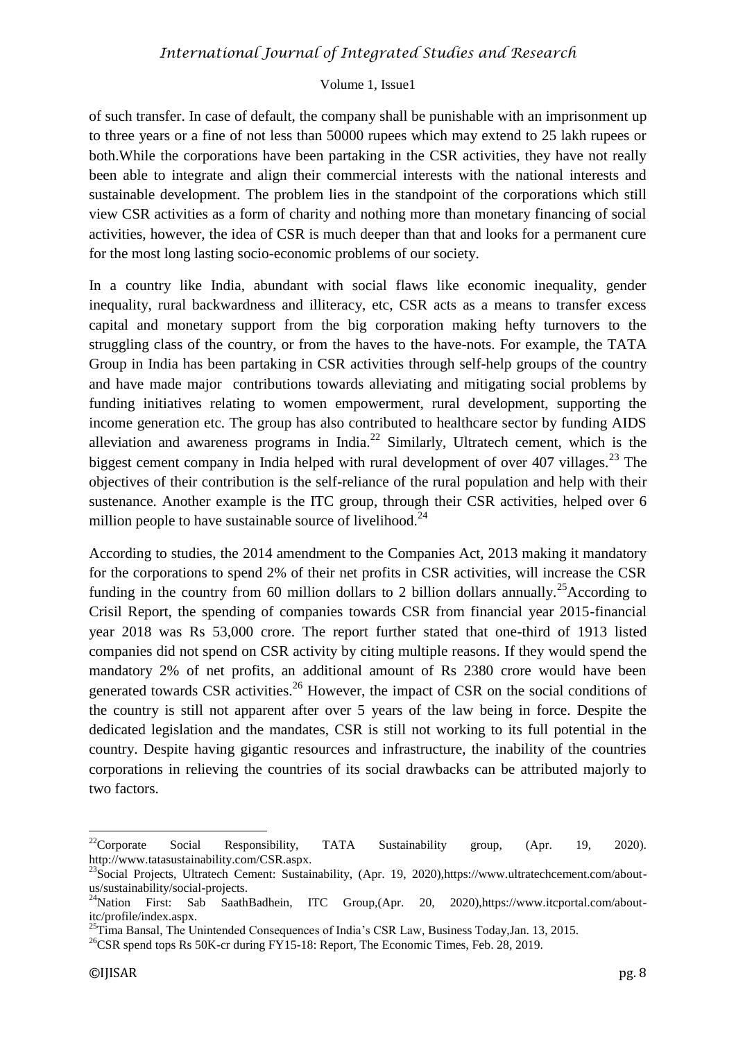of such transfer. In case of default, the company shall be punishable with an imprisonment up to three years or a fine of not less than 50000 rupees which may extend to 25 lakh rupees or both.While the corporations have been partaking in the CSR activities, they have not really been able to integrate and align their commercial interests with the national interests and sustainable development. The problem lies in the standpoint of the corporations which still view CSR activities as a form of charity and nothing more than monetary financing of social activities, however, the idea of CSR is much deeper than that and looks for a permanent cure for the most long lasting socio-economic problems of our society.

In a country like India, abundant with social flaws like economic inequality, gender inequality, rural backwardness and illiteracy, etc, CSR acts as a means to transfer excess capital and monetary support from the big corporation making hefty turnovers to the struggling class of the country, or from the haves to the have-nots. For example, the TATA Group in India has been partaking in CSR activities through self-help groups of the country and have made major contributions towards alleviating and mitigating social problems by funding initiatives relating to women empowerment, rural development, supporting the income generation etc. The group has also contributed to healthcare sector by funding AIDS alleviation and awareness programs in India.[22] Similarly, Ultratech cement, which is the biggest cement company in India helped with rural development of over 407 villages.[23] The objectives of their contribution is the self-reliance of the rural population and help with their sustenance. Another example is the ITC group, through their CSR activities, helped over 6 million people to have sustainable source of livelihood.[24]

According to studies, the 2014 amendment to the Companies Act, 2013 making it mandatory for the corporations to spend 2% of their net profits in CSR activities, will increase the CSR funding in the country from 60 million dollars to 2 billion dollars annually.[25]According to Crisil Report, the spending of companies towards CSR from financial year 2015-financial year 2018 was Rs 53,000 crore. The report further stated that one-third of 1913 listed companies did not spend on CSR activity by citing multiple reasons. If they would spend the mandatory 2% of net profits, an additional amount of Rs 2380 crore would have been generated towards CSR activities.[26] However, the impact of CSR on the social conditions of the country is still not apparent after over 5 years of the law being in force. Despite the dedicated legislation and the mandates, CSR is still not working to its full potential in the country. Despite having gigantic resources and infrastructure, the inability of the countries corporations in relieving the countries of its social drawbacks can be attributed majorly to two factors.

---

[22]Corporate Social Responsibility, TATA Sustainability group, (Apr. 19, 2020). http://www.tatasustainability.com/CSR.aspx.

[23]Social Projects, Ultratech Cement: Sustainability, (Apr. 19, 2020),https://www.ultratechcement.com/about-us/sustainability/social-projects.

[24]Nation First: Sab SaathBadhein, ITC Group,(Apr. 20, 2020),https://www.itcportal.com/about-itc/profile/index.aspx.

[25]Tima Bansal, The Unintended Consequences of India's CSR Law, Business Today,Jan. 13, 2015.

[26]CSR spend tops Rs 50K-cr during FY15-18: Report, The Economic Times, Feb. 28, 2019.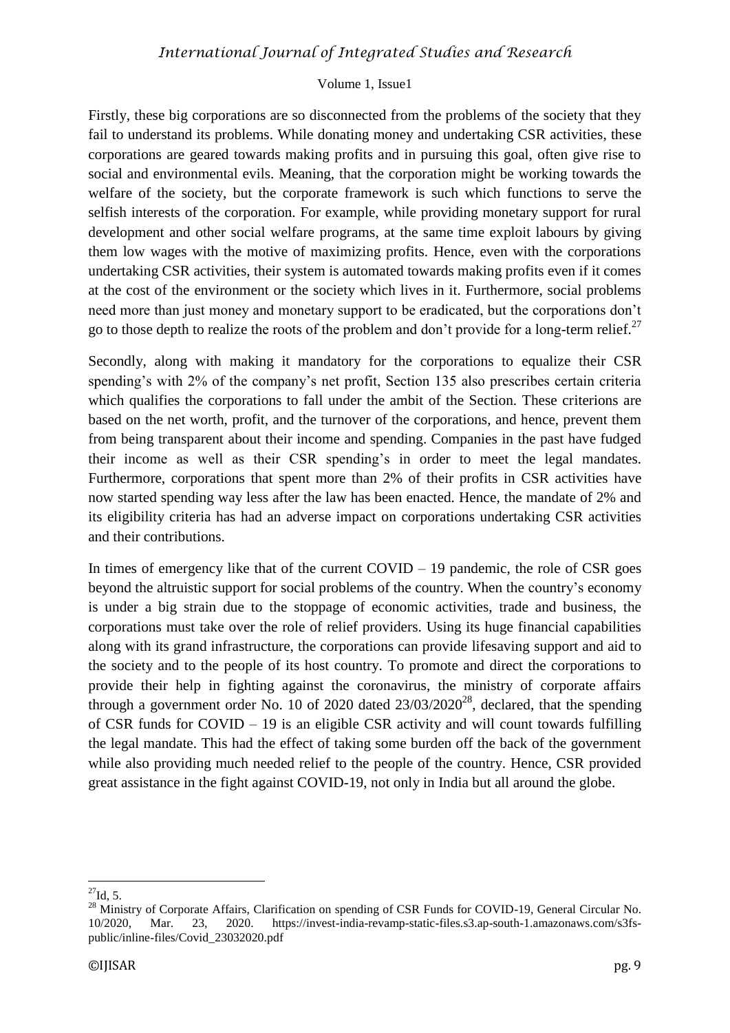Firstly, these big corporations are so disconnected from the problems of the society that they fail to understand its problems. While donating money and undertaking CSR activities, these corporations are geared towards making profits and in pursuing this goal, often give rise to social and environmental evils. Meaning, that the corporation might be working towards the welfare of the society, but the corporate framework is such which functions to serve the selfish interests of the corporation. For example, while providing monetary support for rural development and other social welfare programs, at the same time exploit labours by giving them low wages with the motive of maximizing profits. Hence, even with the corporations undertaking CSR activities, their system is automated towards making profits even if it comes at the cost of the environment or the society which lives in it. Furthermore, social problems need more than just money and monetary support to be eradicated, but the corporations don't go to those depth to realize the roots of the problem and don't provide for a long-term relief.[27]

Secondly, along with making it mandatory for the corporations to equalize their CSR spending's with 2% of the company's net profit, Section 135 also prescribes certain criteria which qualifies the corporations to fall under the ambit of the Section. These criterions are based on the net worth, profit, and the turnover of the corporations, and hence, prevent them from being transparent about their income and spending. Companies in the past have fudged their income as well as their CSR spending's in order to meet the legal mandates. Furthermore, corporations that spent more than 2% of their profits in CSR activities have now started spending way less after the law has been enacted. Hence, the mandate of 2% and its eligibility criteria has had an adverse impact on corporations undertaking CSR activities and their contributions.

In times of emergency like that of the current COVID – 19 pandemic, the role of CSR goes beyond the altruistic support for social problems of the country. When the country's economy is under a big strain due to the stoppage of economic activities, trade and business, the corporations must take over the role of relief providers. Using its huge financial capabilities along with its grand infrastructure, the corporations can provide lifesaving support and aid to the society and to the people of its host country. To promote and direct the corporations to provide their help in fighting against the coronavirus, the ministry of corporate affairs through a government order No. 10 of 2020 dated 23/03/2020[28], declared, that the spending of CSR funds for COVID – 19 is an eligible CSR activity and will count towards fulfilling the legal mandate. This had the effect of taking some burden off the back of the government while also providing much needed relief to the people of the country. Hence, CSR provided great assistance in the fight against COVID-19, not only in India but all around the globe.

---

[27] Id, 5.

[28] Ministry of Corporate Affairs, Clarification on spending of CSR Funds for COVID-19, General Circular No. 10/2020, Mar. 23, 2020. https://invest-india-revamp-static-files.s3.ap-south-1.amazonaws.com/s3fs-public/inline-files/Covid_23032020.pdf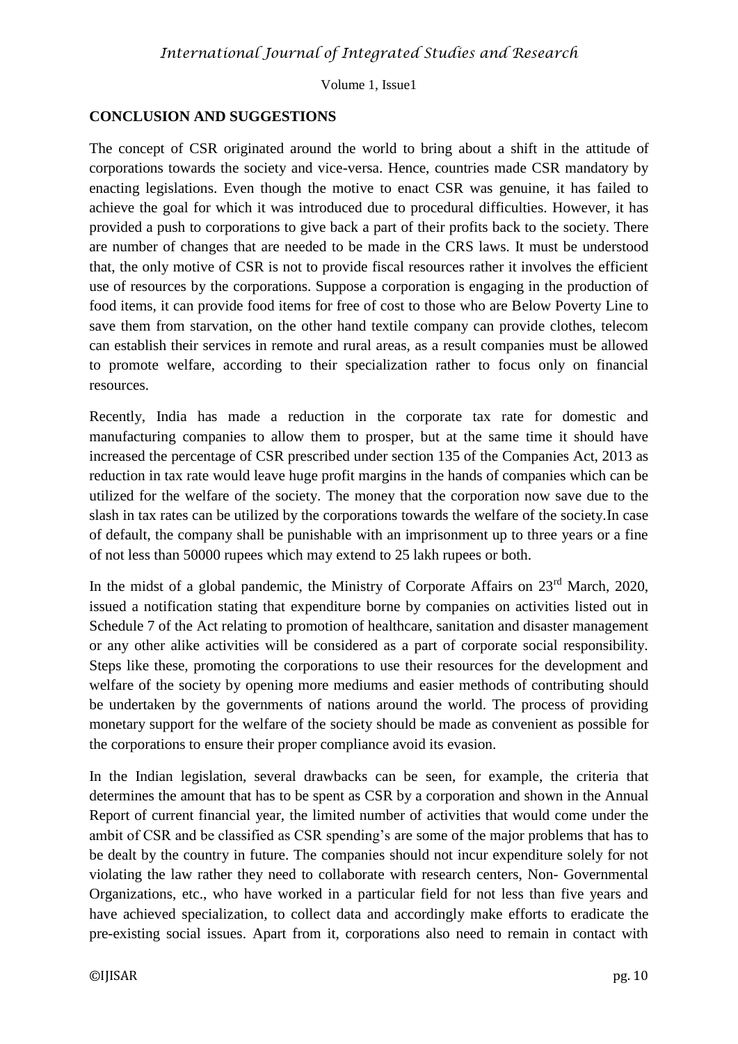**CONCLUSION AND SUGGESTIONS**

The concept of CSR originated around the world to bring about a shift in the attitude of corporations towards the society and vice-versa. Hence, countries made CSR mandatory by enacting legislations. Even though the motive to enact CSR was genuine, it has failed to achieve the goal for which it was introduced due to procedural difficulties. However, it has provided a push to corporations to give back a part of their profits back to the society. There are number of changes that are needed to be made in the CRS laws. It must be understood that, the only motive of CSR is not to provide fiscal resources rather it involves the efficient use of resources by the corporations. Suppose a corporation is engaging in the production of food items, it can provide food items for free of cost to those who are Below Poverty Line to save them from starvation, on the other hand textile company can provide clothes, telecom can establish their services in remote and rural areas, as a result companies must be allowed to promote welfare, according to their specialization rather to focus only on financial resources.

Recently, India has made a reduction in the corporate tax rate for domestic and manufacturing companies to allow them to prosper, but at the same time it should have increased the percentage of CSR prescribed under section 135 of the Companies Act, 2013 as reduction in tax rate would leave huge profit margins in the hands of companies which can be utilized for the welfare of the society. The money that the corporation now save due to the slash in tax rates can be utilized by the corporations towards the welfare of the society.In case of default, the company shall be punishable with an imprisonment up to three years or a fine of not less than 50000 rupees which may extend to 25 lakh rupees or both.

In the midst of a global pandemic, the Ministry of Corporate Affairs on 23rd March, 2020, issued a notification stating that expenditure borne by companies on activities listed out in Schedule 7 of the Act relating to promotion of healthcare, sanitation and disaster management or any other alike activities will be considered as a part of corporate social responsibility. Steps like these, promoting the corporations to use their resources for the development and welfare of the society by opening more mediums and easier methods of contributing should be undertaken by the governments of nations around the world. The process of providing monetary support for the welfare of the society should be made as convenient as possible for the corporations to ensure their proper compliance avoid its evasion.

In the Indian legislation, several drawbacks can be seen, for example, the criteria that determines the amount that has to be spent as CSR by a corporation and shown in the Annual Report of current financial year, the limited number of activities that would come under the ambit of CSR and be classified as CSR spending's are some of the major problems that has to be dealt by the country in future. The companies should not incur expenditure solely for not violating the law rather they need to collaborate with research centers, Non- Governmental Organizations, etc., who have worked in a particular field for not less than five years and have achieved specialization, to collect data and accordingly make efforts to eradicate the pre-existing social issues. Apart from it, corporations also need to remain in contact with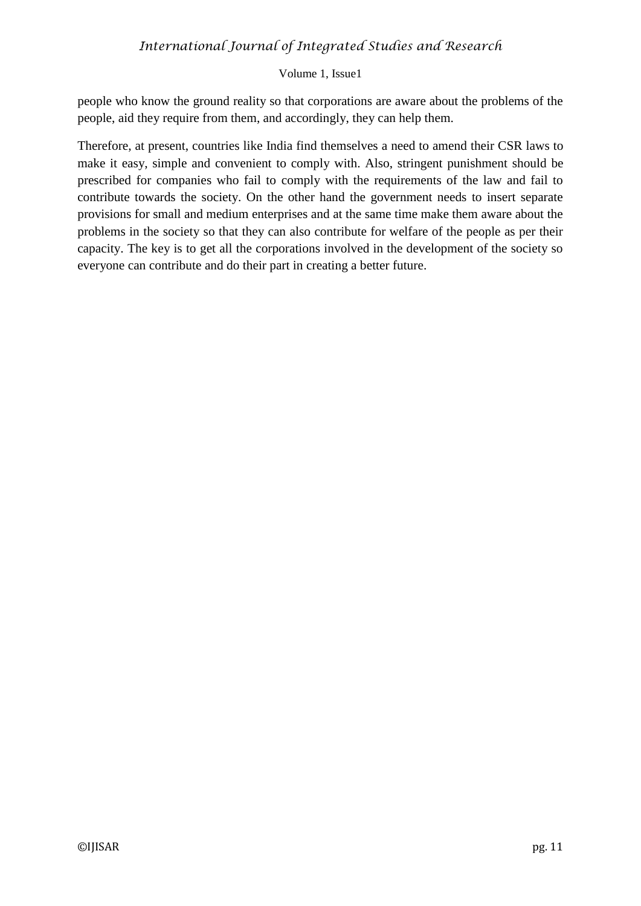people who know the ground reality so that corporations are aware about the problems of the people, aid they require from them, and accordingly, they can help them.

Therefore, at present, countries like India find themselves a need to amend their CSR laws to make it easy, simple and convenient to comply with. Also, stringent punishment should be prescribed for companies who fail to comply with the requirements of the law and fail to contribute towards the society. On the other hand the government needs to insert separate provisions for small and medium enterprises and at the same time make them aware about the problems in the society so that they can also contribute for welfare of the people as per their capacity. The key is to get all the corporations involved in the development of the society so everyone can contribute and do their part in creating a better future.